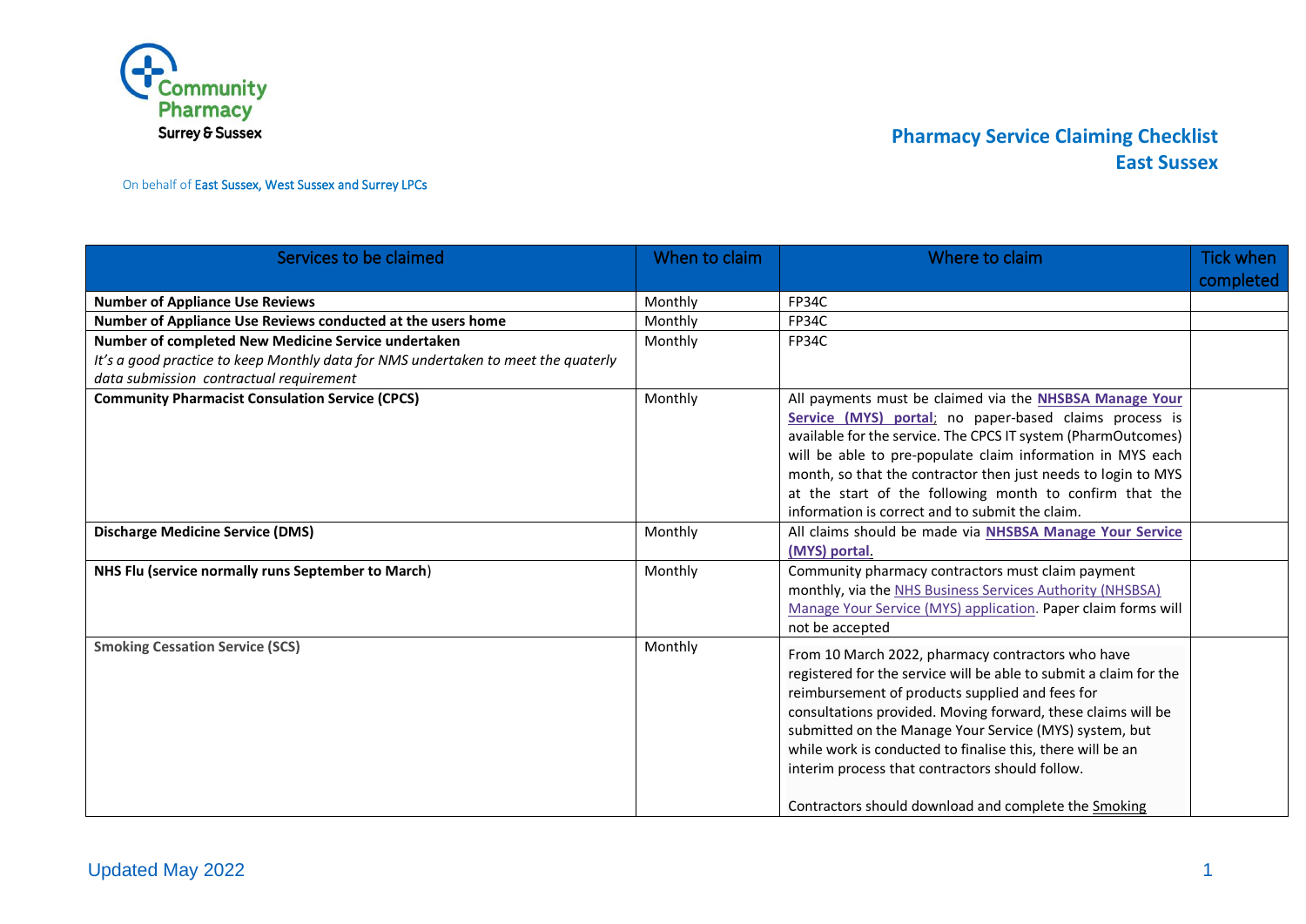Community Pharmacy Surrey & Sussex

On behalf of East Sussex, West Sussex and Surrey LPCs

# Pharmacy Service Claiming Checklist East Sussex

| Services to be claimed | When to claim | Where to claim | Tick when completed |
|---|---|---|---|
| **Number of Appliance Use Reviews** | Monthly | FP34C | |
| **Number of Appliance Use Reviews conducted at the users home** | Monthly | FP34C | |
| **Number of completed New Medicine Service undertaken** *It's a good practice to keep Monthly data for NMS undertaken to meet the quaterly data submission contractual requirement* | Monthly | FP34C | |
| **Community Pharmacist Consulation Service (CPCS)** | Monthly | All payments must be claimed via the **NHSBSA Manage Your Service (MYS) portal**; no paper-based claims process is available for the service. The CPCS IT system (PharmOutcomes) will be able to pre-populate claim information in MYS each month, so that the contractor then just needs to login to MYS at the start of the following month to confirm that the information is correct and to submit the claim. | |
| **Discharge Medicine Service (DMS)** | Monthly | All claims should be made via **NHSBSA Manage Your Service (MYS) portal**. | |
| **NHS Flu (service normally runs September to March)** | Monthly | Community pharmacy contractors must claim payment monthly, via the NHS Business Services Authority (NHSBSA) Manage Your Service (MYS) application. Paper claim forms will not be accepted | |
| **Smoking Cessation Service (SCS)** | Monthly | From 10 March 2022, pharmacy contractors who have registered for the service will be able to submit a claim for the reimbursement of products supplied and fees for consultations provided. Moving forward, these claims will be submitted on the Manage Your Service (MYS) system, but while work is conducted to finalise this, there will be an interim process that contractors should follow.<br><br>Contractors should download and complete the Smoking | |

Updated May 2022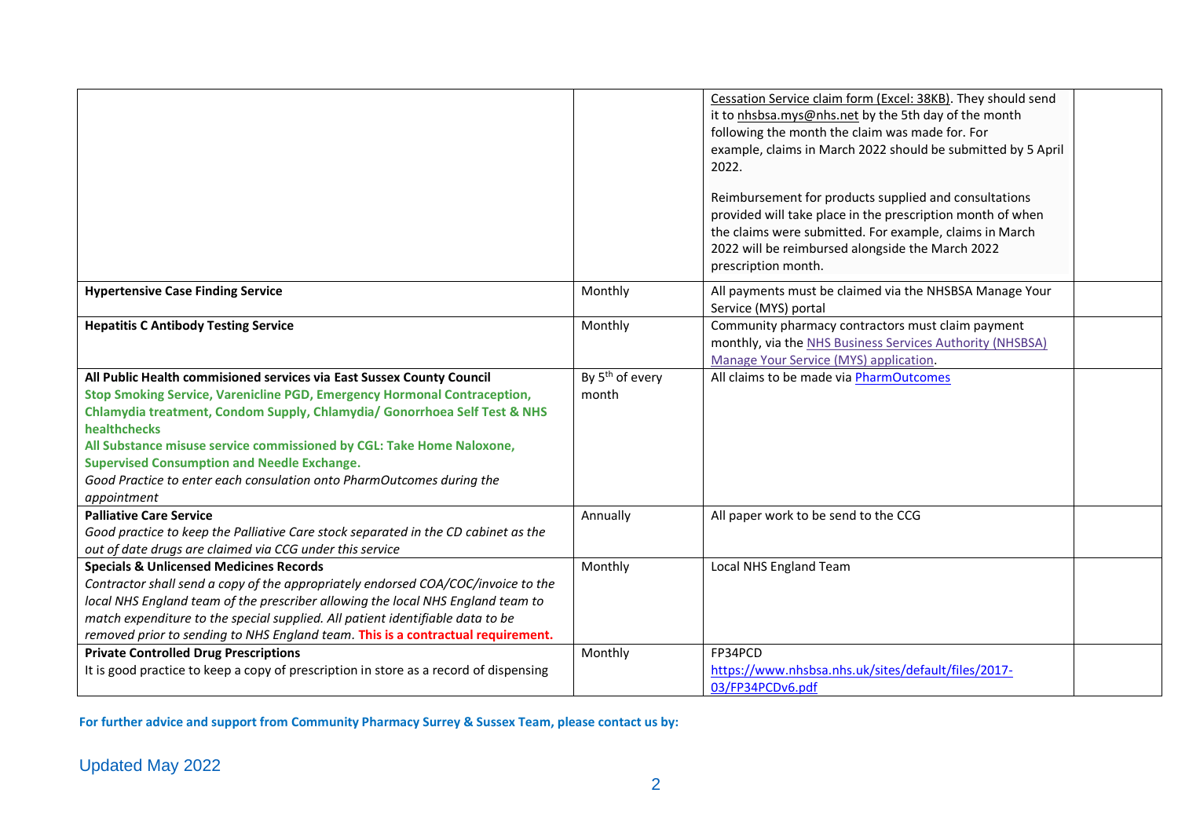| | | | |
|---|---|---|---|
| | | Cessation Service claim form (Excel: 38KB). They should send it to nhsbsa.mys@nhs.net by the 5th day of the month following the month the claim was made for. For example, claims in March 2022 should be submitted by 5 April 2022.<br><br>Reimbursement for products supplied and consultations provided will take place in the prescription month of when the claims were submitted. For example, claims in March 2022 will be reimbursed alongside the March 2022 prescription month. | |
| **Hypertensive Case Finding Service** | Monthly | All payments must be claimed via the NHSBSA Manage Your Service (MYS) portal | |
| **Hepatitis C Antibody Testing Service** | Monthly | Community pharmacy contractors must claim payment monthly, via the NHS Business Services Authority (NHSBSA) Manage Your Service (MYS) application. | |
| **All Public Health commisioned services via East Sussex County Council**<br>**Stop Smoking Service, Varenicline PGD, Emergency Hormonal Contraception, Chlamydia treatment, Condom Supply, Chlamydia/ Gonorrhoea Self Test & NHS healthchecks**<br>**All Substance misuse service commissioned by CGL: Take Home Naloxone, Supervised Consumption and Needle Exchange.**<br>*Good Practice to enter each consulation onto PharmOutcomes during the appointment* | By 5th of every month | All claims to be made via PharmOutcomes | |
| **Palliative Care Service**<br>*Good practice to keep the Palliative Care stock separated in the CD cabinet as the out of date drugs are claimed via CCG under this service* | Annually | All paper work to be send to the CCG | |
| **Specials & Unlicensed Medicines Records**<br>*Contractor shall send a copy of the appropriately endorsed COA/COC/invoice to the local NHS England team of the prescriber allowing the local NHS England team to match expenditure to the special supplied. All patient identifiable data to be removed prior to sending to NHS England team.* **This is a contractual requirement.** | Monthly | Local NHS England Team | |
| **Private Controlled Drug Prescriptions**<br>It is good practice to keep a copy of prescription in store as a record of dispensing | Monthly | FP34PCD<br>https://www.nhsbsa.nhs.uk/sites/default/files/2017-03/FP34PCDv6.pdf | |

**For further advice and support from Community Pharmacy Surrey & Sussex Team, please contact us by:**

Updated May 2022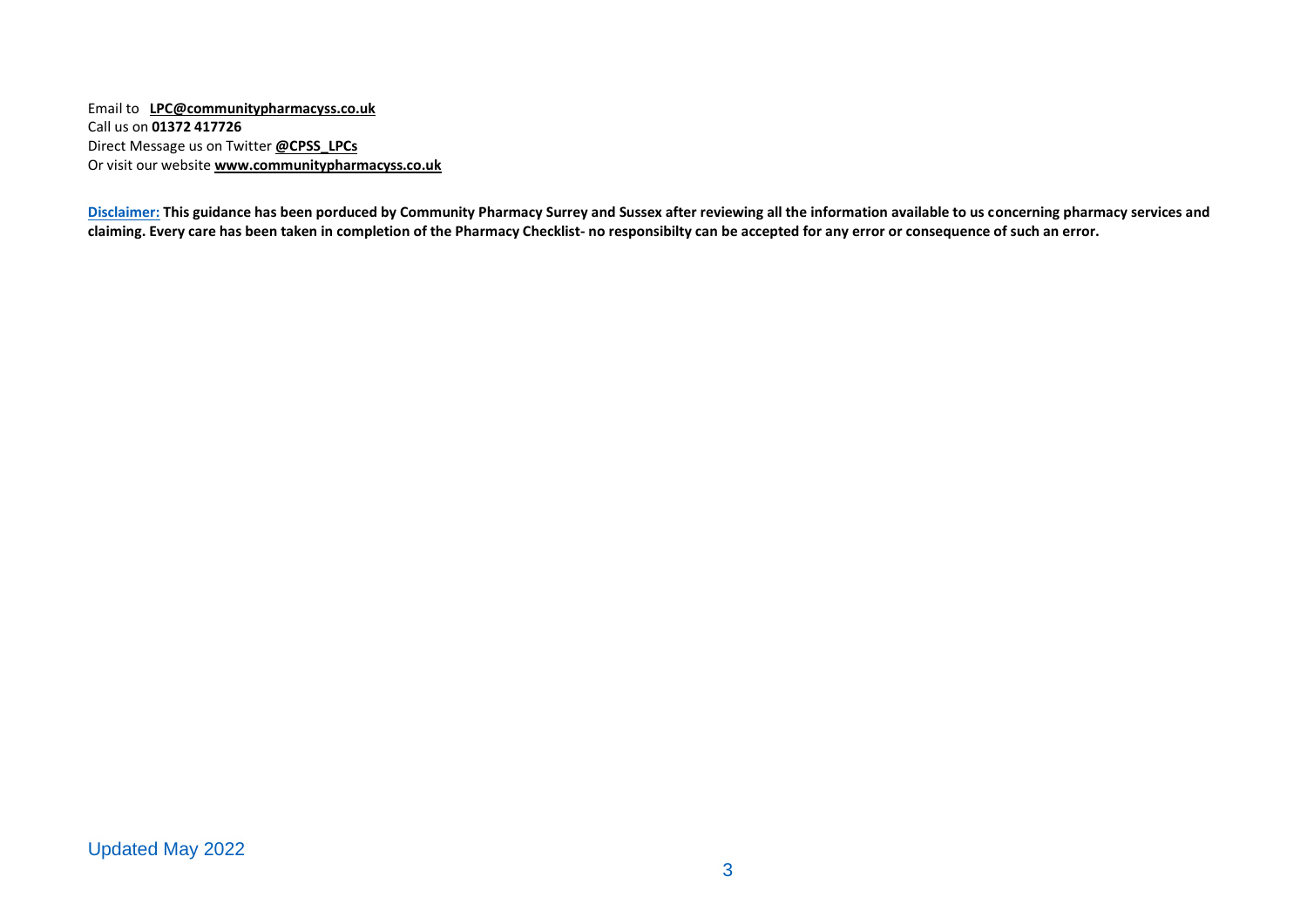Email to **LPC@communitypharmacyss.co.uk**
Call us on **01372 417726**
Direct Message us on Twitter **@CPSS_LPCs**
Or visit our website **www.communitypharmacyss.co.uk**

**Disclaimer:** **This guidance has been porduced by Community Pharmacy Surrey and Sussex after reviewing all the information available to us concerning pharmacy services and claiming. Every care has been taken in completion of the Pharmacy Checklist- no responsibilty can be accepted for any error or consequence of such an error.**

Updated May 2022